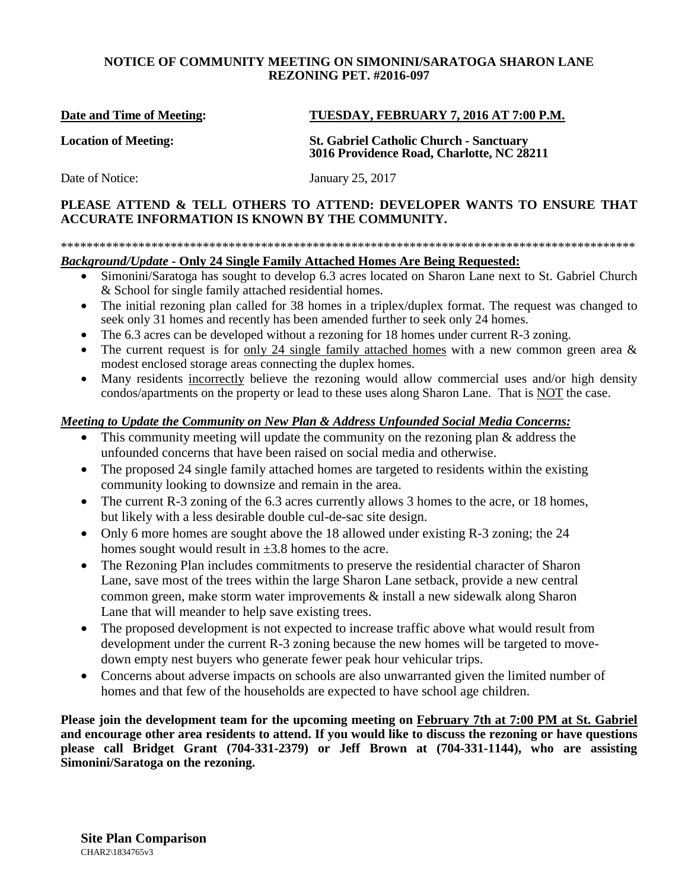# NOTICE OF COMMUNITY MEETING ON SIMONINI/SARATOGA SHARON LANE REZONING PET. #2016-097

**Date and Time of Meeting:** **TUESDAY, FEBRUARY 7, 2016 AT 7:00 P.M.**

**Location of Meeting:** **St. Gabriel Catholic Church - Sanctuary**
**3016 Providence Road, Charlotte, NC 28211**

Date of Notice: January 25, 2017

**PLEASE ATTEND & TELL OTHERS TO ATTEND: DEVELOPER WANTS TO ENSURE THAT ACCURATE INFORMATION IS KNOWN BY THE COMMUNITY.**

*******************************************************************************************

***Background/Update*** **- Only 24 Single Family Attached Homes Are Being Requested:**

- Simonini/Saratoga has sought to develop 6.3 acres located on Sharon Lane next to St. Gabriel Church & School for single family attached residential homes.
- The initial rezoning plan called for 38 homes in a triplex/duplex format. The request was changed to seek only 31 homes and recently has been amended further to seek only 24 homes.
- The 6.3 acres can be developed without a rezoning for 18 homes under current R-3 zoning.
- The current request is for only 24 single family attached homes with a new common green area & modest enclosed storage areas connecting the duplex homes.
- Many residents incorrectly believe the rezoning would allow commercial uses and/or high density condos/apartments on the property or lead to these uses along Sharon Lane. That is NOT the case.

***Meeting to Update the Community on New Plan & Address Unfounded Social Media Concerns:***

- This community meeting will update the community on the rezoning plan & address the unfounded concerns that have been raised on social media and otherwise.
- The proposed 24 single family attached homes are targeted to residents within the existing community looking to downsize and remain in the area.
- The current R-3 zoning of the 6.3 acres currently allows 3 homes to the acre, or 18 homes, but likely with a less desirable double cul-de-sac site design.
- Only 6 more homes are sought above the 18 allowed under existing R-3 zoning; the 24 homes sought would result in ±3.8 homes to the acre.
- The Rezoning Plan includes commitments to preserve the residential character of Sharon Lane, save most of the trees within the large Sharon Lane setback, provide a new central common green, make storm water improvements & install a new sidewalk along Sharon Lane that will meander to help save existing trees.
- The proposed development is not expected to increase traffic above what would result from development under the current R-3 zoning because the new homes will be targeted to move-down empty nest buyers who generate fewer peak hour vehicular trips.
- Concerns about adverse impacts on schools are also unwarranted given the limited number of homes and that few of the households are expected to have school age children.

**Please join the development team for the upcoming meeting on February 7th at 7:00 PM at St. Gabriel and encourage other area residents to attend. If you would like to discuss the rezoning or have questions please call Bridget Grant (704-331-2379) or Jeff Brown at (704-331-1144), who are assisting Simonini/Saratoga on the rezoning.**

**Site Plan Comparison**

CHAR2\1834765v3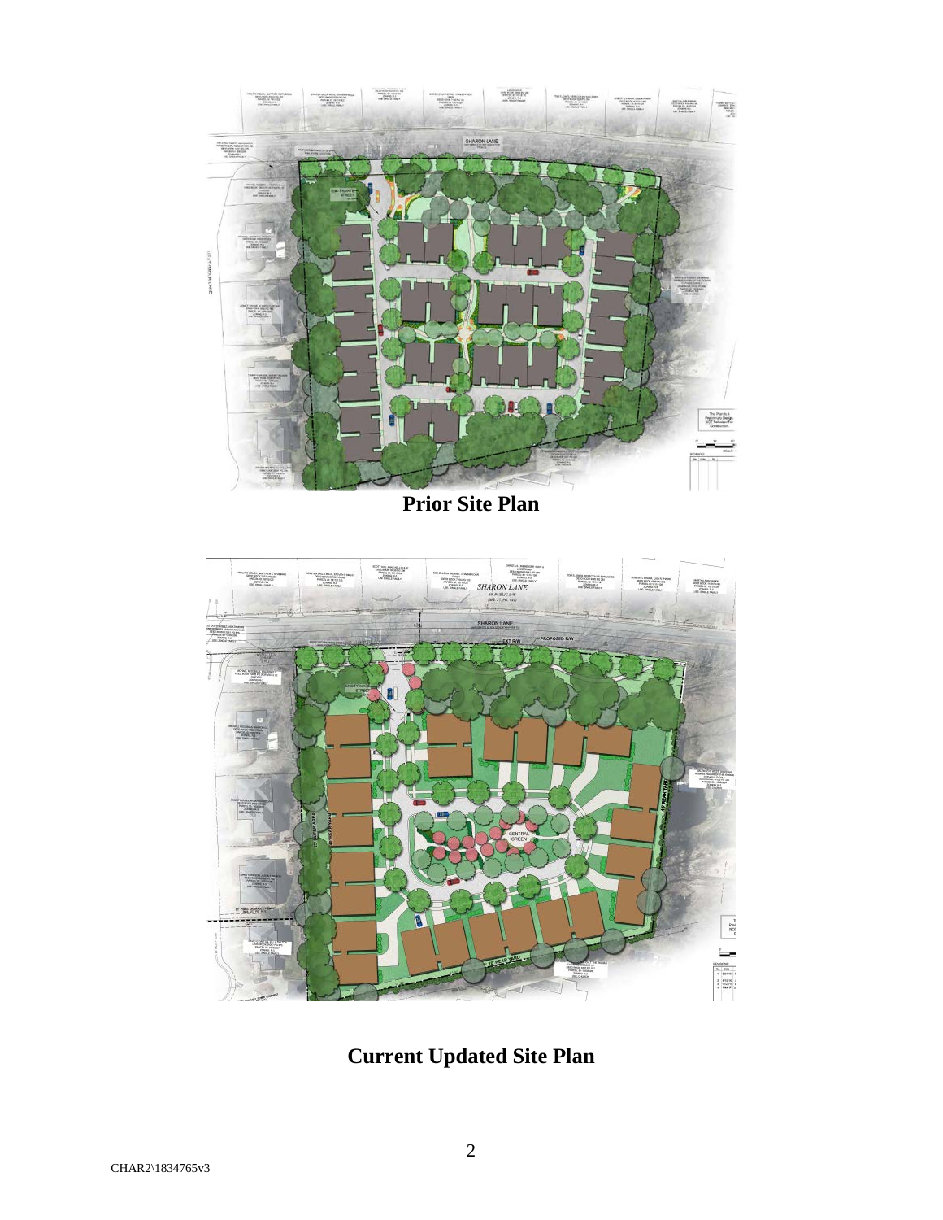**Prior Site Plan**

**Current Updated Site Plan**

CHAR2\1834765v3